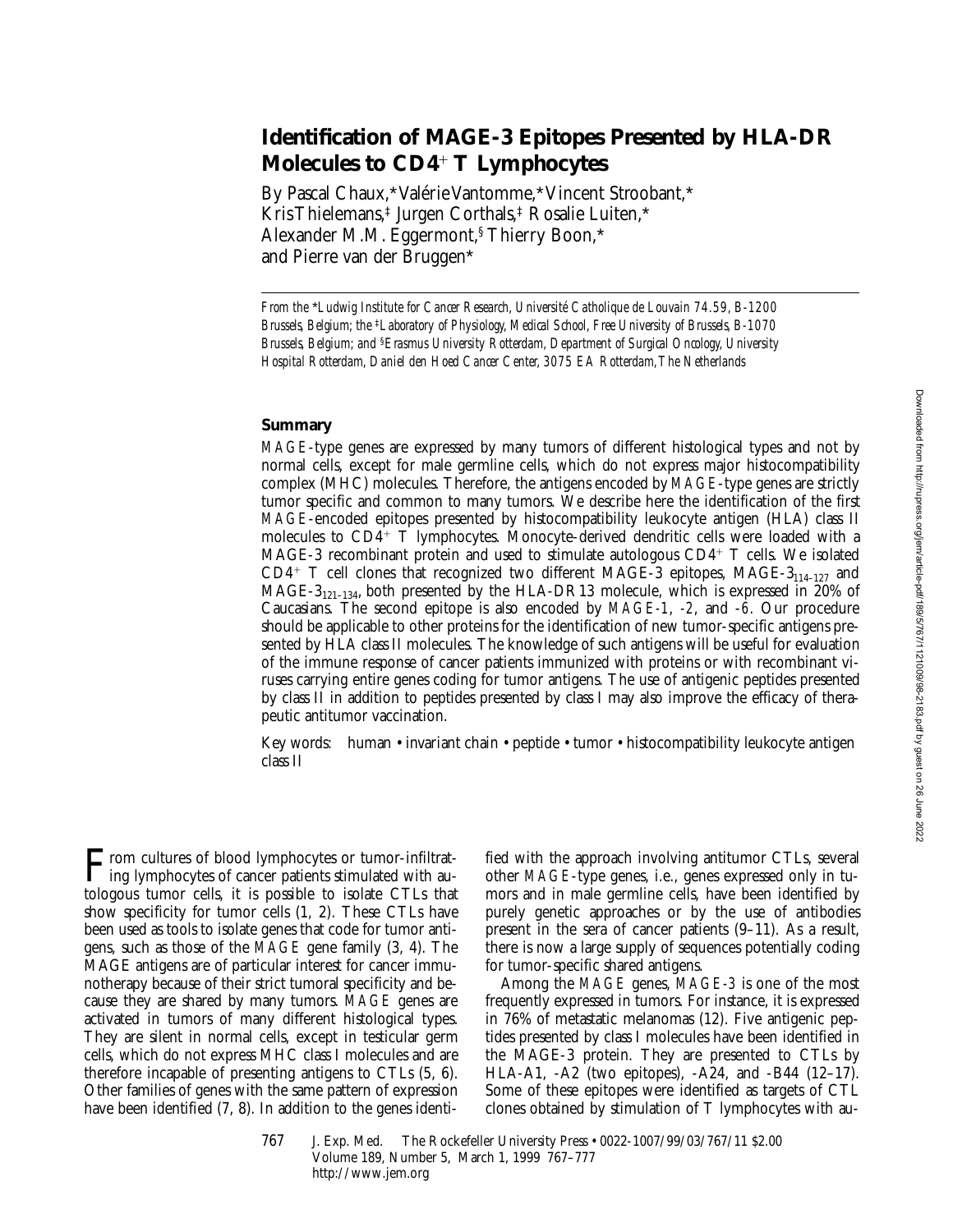# Identification of MAGE-3 Epitopes Presented by HLA-DR Molecules to CD4+ T Lymphocytes

By Pascal Chaux,* Valérie Vantomme,* Vincent Stroobant,* Kris Thielemans,‡ Jurgen Corthals,‡ Rosalie Luiten,* Alexander M.M. Eggermont,§ Thierry Boon,* and Pierre van der Bruggen*

*From the \*Ludwig Institute for Cancer Research, Université Catholique de Louvain 74.59, B-1200 Brussels, Belgium; the ‡Laboratory of Physiology, Medical School, Free University of Brussels, B-1070 Brussels, Belgium; and §Erasmus University Rotterdam, Department of Surgical Oncology, University Hospital Rotterdam, Daniel den Hoed Cancer Center, 3075 EA Rotterdam, The Netherlands*

## Summary

*MAGE*-type genes are expressed by many tumors of different histological types and not by normal cells, except for male germline cells, which do not express major histocompatibility complex (MHC) molecules. Therefore, the antigens encoded by *MAGE*-type genes are strictly tumor specific and common to many tumors. We describe here the identification of the first *MAGE*-encoded epitopes presented by histocompatibility leukocyte antigen (HLA) class II molecules to CD4+ T lymphocytes. Monocyte-derived dendritic cells were loaded with a MAGE-3 recombinant protein and used to stimulate autologous CD4+ T cells. We isolated CD4+ T cell clones that recognized two different MAGE-3 epitopes, MAGE-$3_{114-127}$ and MAGE-$3_{121-134}$, both presented by the HLA-DR13 molecule, which is expressed in 20% of Caucasians. The second epitope is also encoded by *MAGE-1*, *-2*, and *-6*. Our procedure should be applicable to other proteins for the identification of new tumor-specific antigens presented by HLA class II molecules. The knowledge of such antigens will be useful for evaluation of the immune response of cancer patients immunized with proteins or with recombinant viruses carrying entire genes coding for tumor antigens. The use of antigenic peptides presented by class II in addition to peptides presented by class I may also improve the efficacy of therapeutic antitumor vaccination.

Key words: human • invariant chain • peptide • tumor • histocompatibility leukocyte antigen class II

From cultures of blood lymphocytes or tumor-infiltrating lymphocytes of cancer patients stimulated with autologous tumor cells, it is possible to isolate CTLs that show specificity for tumor cells (1, 2). These CTLs have been used as tools to isolate genes that code for tumor antigens, such as those of the *MAGE* gene family (3, 4). The MAGE antigens are of particular interest for cancer immunotherapy because of their strict tumoral specificity and because they are shared by many tumors. *MAGE* genes are activated in tumors of many different histological types. They are silent in normal cells, except in testicular germ cells, which do not express MHC class I molecules and are therefore incapable of presenting antigens to CTLs (5, 6). Other families of genes with the same pattern of expression have been identified (7, 8). In addition to the genes identified with the approach involving antitumor CTLs, several other *MAGE*-type genes, i.e., genes expressed only in tumors and in male germline cells, have been identified by purely genetic approaches or by the use of antibodies present in the sera of cancer patients (9–11). As a result, there is now a large supply of sequences potentially coding for tumor-specific shared antigens.

Among the *MAGE* genes, *MAGE-3* is one of the most frequently expressed in tumors. For instance, it is expressed in 76% of metastatic melanomas (12). Five antigenic peptides presented by class I molecules have been identified in the MAGE-3 protein. They are presented to CTLs by HLA-A1, -A2 (two epitopes), -A24, and -B44 (12–17). Some of these epitopes were identified as targets of CTL clones obtained by stimulation of T lymphocytes with au-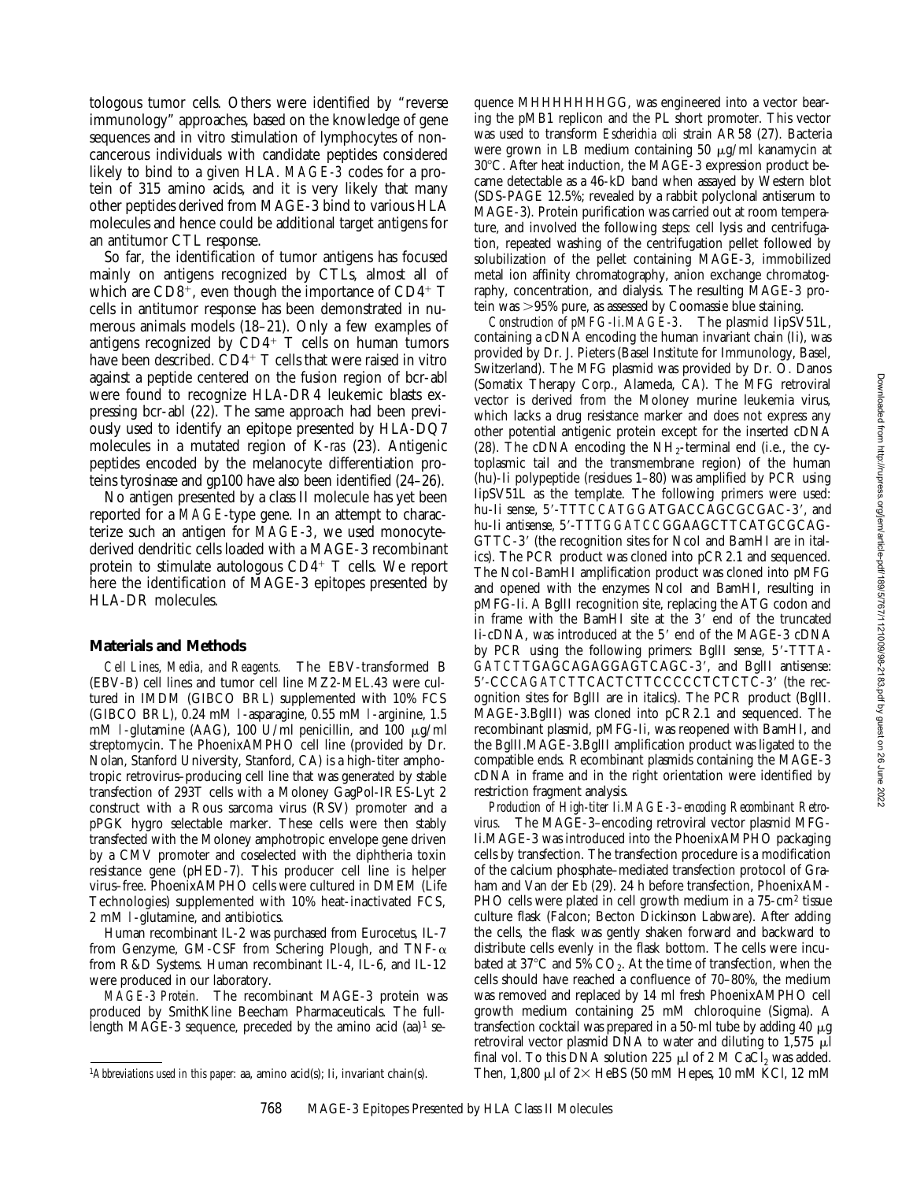tologous tumor cells. Others were identified by "reverse immunology" approaches, based on the knowledge of gene sequences and in vitro stimulation of lymphocytes of noncancerous individuals with candidate peptides considered likely to bind to a given HLA. *MAGE-3* codes for a protein of 315 amino acids, and it is very likely that many other peptides derived from MAGE-3 bind to various HLA molecules and hence could be additional target antigens for an antitumor CTL response.

So far, the identification of tumor antigens has focused mainly on antigens recognized by CTLs, almost all of which are $CD8^+$, even though the importance of $CD4^+$ T cells in antitumor response has been demonstrated in numerous animals models (18–21). Only a few examples of antigens recognized by $CD4^+$ T cells on human tumors have been described. $CD4^+$ T cells that were raised in vitro against a peptide centered on the fusion region of bcr-abl were found to recognize HLA-DR4 leukemic blasts expressing bcr-abl (22). The same approach had been previously used to identify an epitope presented by HLA-DQ7 molecules in a mutated region of K-*ras* (23). Antigenic peptides encoded by the melanocyte differentiation proteins tyrosinase and gp100 have also been identified (24–26).

No antigen presented by a class II molecule has yet been reported for a *MAGE*-type gene. In an attempt to characterize such an antigen for *MAGE-3*, we used monocyte-derived dendritic cells loaded with a MAGE-3 recombinant protein to stimulate autologous $CD4^+$ T cells. We report here the identification of MAGE-3 epitopes presented by HLA-DR molecules.

## Materials and Methods

*Cell Lines, Media, and Reagents.* The EBV-transformed B (EBV-B) cell lines and tumor cell line MZ2-MEL.43 were cultured in IMDM (GIBCO BRL) supplemented with 10% FCS (GIBCO BRL), 0.24 mM L-asparagine, 0.55 mM L-arginine, 1.5 mM L-glutamine (AAG), 100 U/ml penicillin, and 100 μg/ml streptomycin. The PhoenixAMPHO cell line (provided by Dr. Nolan, Stanford University, Stanford, CA) is a high-titer amphotropic retrovirus–producing cell line that was generated by stable transfection of 293T cells with a Moloney GagPol-IRES-Lyt 2 construct with a Rous sarcoma virus (RSV) promoter and a pPGK hygro selectable marker. These cells were then stably transfected with the Moloney amphotropic envelope gene driven by a CMV promoter and coselected with the diphtheria toxin resistance gene (pHED-7). This producer cell line is helper virus–free. PhoenixAMPHO cells were cultured in DMEM (Life Technologies) supplemented with 10% heat-inactivated FCS, 2 mM L-glutamine, and antibiotics.

Human recombinant IL-2 was purchased from Eurocetus, IL-7 from Genzyme, GM-CSF from Schering Plough, and TNF-α from R&D Systems. Human recombinant IL-4, IL-6, and IL-12 were produced in our laboratory.

*MAGE-3 Protein.* The recombinant MAGE-3 protein was produced by SmithKline Beecham Pharmaceuticals. The full-length MAGE-3 sequence, preceded by the amino acid (aa)[1] sequence MHHHHHHHGG, was engineered into a vector bearing the pMB1 replicon and the PL short promoter. This vector was used to transform *Escherichia coli* strain AR58 (27). Bacteria were grown in LB medium containing 50 μg/ml kanamycin at 30°C. After heat induction, the MAGE-3 expression product became detectable as a 46-kD band when assayed by Western blot (SDS-PAGE 12.5%; revealed by a rabbit polyclonal antiserum to MAGE-3). Protein purification was carried out at room temperature, and involved the following steps: cell lysis and centrifugation, repeated washing of the centrifugation pellet followed by solubilization of the pellet containing MAGE-3, immobilized metal ion affinity chromatography, anion exchange chromatography, concentration, and dialysis. The resulting MAGE-3 protein was >95% pure, as assessed by Coomassie blue staining.

*Construction of pMFG-Ii.MAGE-3.* The plasmid IipSV51L, containing a cDNA encoding the human invariant chain (Ii), was provided by Dr. J. Pieters (Basel Institute for Immunology, Basel, Switzerland). The MFG plasmid was provided by Dr. O. Danos (Somatix Therapy Corp., Alameda, CA). The MFG retroviral vector is derived from the Moloney murine leukemia virus, which lacks a drug resistance marker and does not express any other potential antigenic protein except for the inserted cDNA (28). The cDNA encoding the $NH_2$-terminal end (i.e., the cytoplasmic tail and the transmembrane region) of the human (hu)-Ii polypeptide (residues 1–80) was amplified by PCR using IipSV51L as the template. The following primers were used: hu-Ii sense, 5′-TTT*CCATGG*ATGACCAGCGCGAC-3′, and hu-Ii antisense, 5′-TTT*GGATCC*GGAAGCTTCATGCGCAG-GTTC-3′ (the recognition sites for NcoI and BamHI are in italics). The PCR product was cloned into pCR2.1 and sequenced. The NcoI-BamHI amplification product was cloned into pMFG and opened with the enzymes NcoI and BamHI, resulting in pMFG-Ii. A BglII recognition site, replacing the ATG codon and in frame with the BamHI site at the 3′ end of the truncated Ii-cDNA, was introduced at the 5′ end of the MAGE-3 cDNA by PCR using the following primers: BglII sense, 5′-TTT*A-GATCT*TGAGCAGAGGAGTCAGC-3′, and BglII antisense: 5′-CCC*AGATCT*TCACTCTTCCCCCTCTCTC-3′ (the recognition sites for BglII are in italics). The PCR product (BglII. MAGE-3.BglII) was cloned into pCR2.1 and sequenced. The recombinant plasmid, pMFG-Ii, was reopened with BamHI, and the BglII.MAGE-3.BglII amplification product was ligated to the compatible ends. Recombinant plasmids containing the MAGE-3 cDNA in frame and in the right orientation were identified by restriction fragment analysis.

*Production of High-titer Ii.MAGE-3–encoding Recombinant Retrovirus.* The MAGE-3–encoding retroviral vector plasmid MFG-Ii.MAGE-3 was introduced into the PhoenixAMPHO packaging cells by transfection. The transfection procedure is a modification of the calcium phosphate–mediated transfection protocol of Graham and Van der Eb (29). 24 h before transfection, PhoenixAMPHO cells were plated in cell growth medium in a 75-$cm^2$ tissue culture flask (Falcon; Becton Dickinson Labware). After adding the cells, the flask was gently shaken forward and backward to distribute cells evenly in the flask bottom. The cells were incubated at 37°C and 5% $CO_2$. At the time of transfection, when the cells should have reached a confluence of 70–80%, the medium was removed and replaced by 14 ml fresh PhoenixAMPHO cell growth medium containing 25 mM chloroquine (Sigma). A transfection cocktail was prepared in a 50-ml tube by adding 40 μg retroviral vector plasmid DNA to water and diluting to 1,575 μl final vol. To this DNA solution 225 μl of 2 M $CaCl_2$ was added. Then, 1,800 μl of 2× HeBS (50 mM Hepes, 10 mM KCl, 12 mM

[1]*Abbreviations used in this paper:* aa, amino acid(s); Ii, invariant chain(s).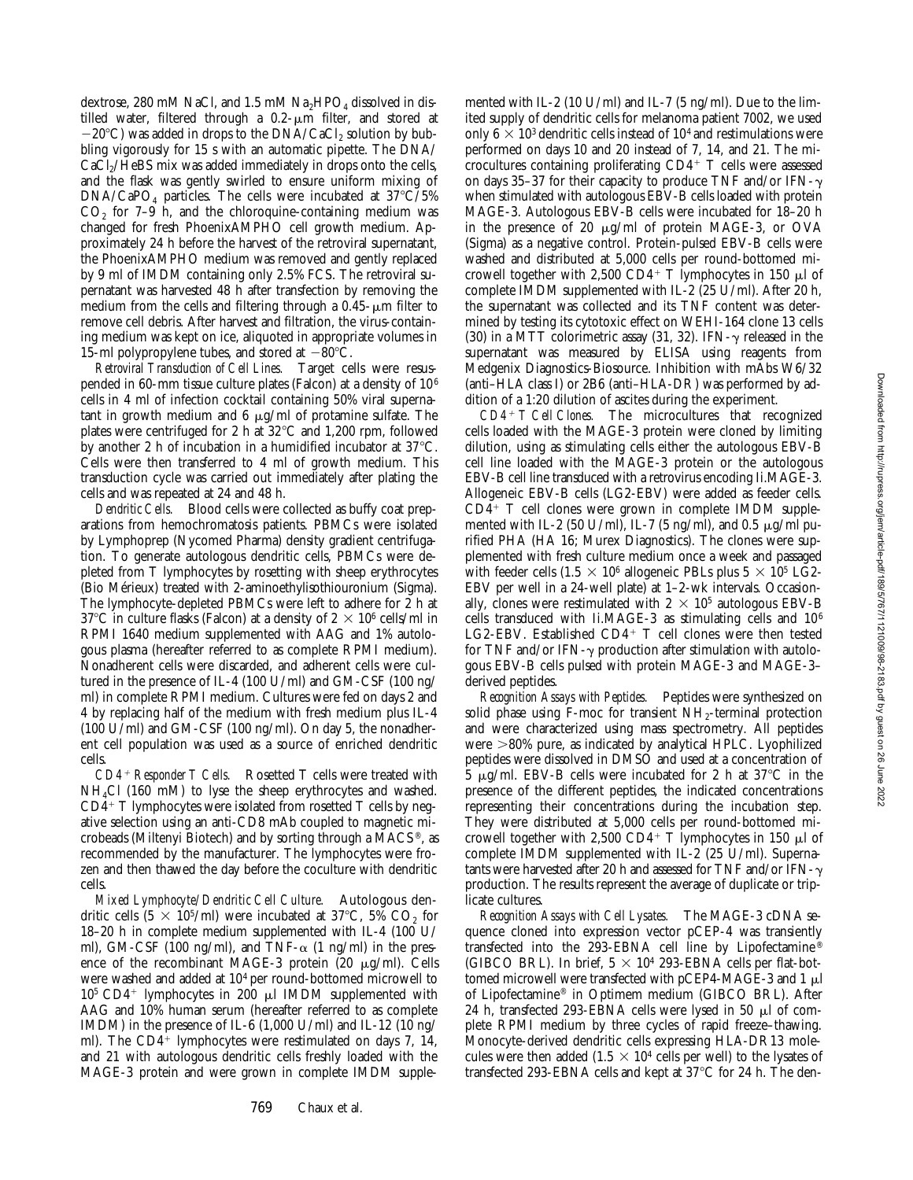dextrose, 280 mM NaCl, and 1.5 mM $Na_2HPO_4$ dissolved in distilled water, filtered through a 0.2-μm filter, and stored at −20°C) was added in drops to the DNA/$CaCl_2$ solution by bubbling vigorously for 15 s with an automatic pipette. The DNA/$CaCl_2$/HeBS mix was added immediately in drops onto the cells, and the flask was gently swirled to ensure uniform mixing of DNA/$CaPO_4$ particles. The cells were incubated at 37°C/5% $CO_2$ for 7–9 h, and the chloroquine-containing medium was changed for fresh PhoenixAMPHO cell growth medium. Approximately 24 h before the harvest of the retroviral supernatant, the PhoenixAMPHO medium was removed and gently replaced by 9 ml of IMDM containing only 2.5% FCS. The retroviral supernatant was harvested 48 h after transfection by removing the medium from the cells and filtering through a 0.45-μm filter to remove cell debris. After harvest and filtration, the virus-containing medium was kept on ice, aliquoted in appropriate volumes in 15-ml polypropylene tubes, and stored at −80°C.

*Retroviral Transduction of Cell Lines.* Target cells were resuspended in 60-mm tissue culture plates (Falcon) at a density of $10^6$ cells in 4 ml of infection cocktail containing 50% viral supernatant in growth medium and 6 μg/ml of protamine sulfate. The plates were centrifuged for 2 h at 32°C and 1,200 rpm, followed by another 2 h of incubation in a humidified incubator at 37°C. Cells were then transferred to 4 ml of growth medium. This transduction cycle was carried out immediately after plating the cells and was repeated at 24 and 48 h.

*Dendritic Cells.* Blood cells were collected as buffy coat preparations from hemochromatosis patients. PBMCs were isolated by Lymphoprep (Nycomed Pharma) density gradient centrifugation. To generate autologous dendritic cells, PBMCs were depleted from T lymphocytes by rosetting with sheep erythrocytes (Bio Mérieux) treated with 2-aminoethylisothiouronium (Sigma). The lymphocyte-depleted PBMCs were left to adhere for 2 h at 37°C in culture flasks (Falcon) at a density of $2 \times 10^6$ cells/ml in RPMI 1640 medium supplemented with AAG and 1% autologous plasma (hereafter referred to as complete RPMI medium). Nonadherent cells were discarded, and adherent cells were cultured in the presence of IL-4 (100 U/ml) and GM-CSF (100 ng/ml) in complete RPMI medium. Cultures were fed on days 2 and 4 by replacing half of the medium with fresh medium plus IL-4 (100 U/ml) and GM-CSF (100 ng/ml). On day 5, the nonadherent cell population was used as a source of enriched dendritic cells.

*$CD4^+$ Responder T Cells.* Rosetted T cells were treated with $NH_4Cl$ (160 mM) to lyse the sheep erythrocytes and washed. $CD4^+$ T lymphocytes were isolated from rosetted T cells by negative selection using an anti-CD8 mAb coupled to magnetic microbeads (Miltenyi Biotech) and by sorting through a MACS®, as recommended by the manufacturer. The lymphocytes were frozen and then thawed the day before the coculture with dendritic cells.

*Mixed Lymphocyte/Dendritic Cell Culture.* Autologous dendritic cells ($5 \times 10^5$/ml) were incubated at 37°C, 5% $CO_2$ for 18–20 h in complete medium supplemented with IL-4 (100 U/ml), GM-CSF (100 ng/ml), and TNF-α (1 ng/ml) in the presence of the recombinant MAGE-3 protein (20 μg/ml). Cells were washed and added at $10^4$ per round-bottomed microwell to $10^5$ $CD4^+$ lymphocytes in 200 μl IMDM supplemented with AAG and 10% human serum (hereafter referred to as complete IMDM) in the presence of IL-6 (1,000 U/ml) and IL-12 (10 ng/ml). The $CD4^+$ lymphocytes were restimulated on days 7, 14, and 21 with autologous dendritic cells freshly loaded with the MAGE-3 protein and were grown in complete IMDM supplemented with IL-2 (10 U/ml) and IL-7 (5 ng/ml). Due to the limited supply of dendritic cells for melanoma patient 7002, we used only $6 \times 10^3$ dendritic cells instead of $10^4$ and restimulations were performed on days 10 and 20 instead of 7, 14, and 21. The microcultures containing proliferating $CD4^+$ T cells were assessed on days 35–37 for their capacity to produce TNF and/or IFN-γ when stimulated with autologous EBV-B cells loaded with protein MAGE-3. Autologous EBV-B cells were incubated for 18–20 h in the presence of 20 μg/ml of protein MAGE-3, or OVA (Sigma) as a negative control. Protein-pulsed EBV-B cells were washed and distributed at 5,000 cells per round-bottomed microwell together with 2,500 $CD4^+$ T lymphocytes in 150 μl of complete IMDM supplemented with IL-2 (25 U/ml). After 20 h, the supernatant was collected and its TNF content was determined by testing its cytotoxic effect on WEHI-164 clone 13 cells (30) in a MTT colorimetric assay (31, 32). IFN-γ released in the supernatant was measured by ELISA using reagents from Medgenix Diagnostics-Biosource. Inhibition with mAbs W6/32 (anti–HLA class I) or 2B6 (anti–HLA-DR) was performed by addition of a 1:20 dilution of ascites during the experiment.

*$CD4^+$ T Cell Clones.* The microcultures that recognized cells loaded with the MAGE-3 protein were cloned by limiting dilution, using as stimulating cells either the autologous EBV-B cell line loaded with the MAGE-3 protein or the autologous EBV-B cell line transduced with a retrovirus encoding Ii.MAGE-3. Allogeneic EBV-B cells (LG2-EBV) were added as feeder cells. $CD4^+$ T cell clones were grown in complete IMDM supplemented with IL-2 (50 U/ml), IL-7 (5 ng/ml), and 0.5 μg/ml purified PHA (HA 16; Murex Diagnostics). The clones were supplemented with fresh culture medium once a week and passaged with feeder cells ($1.5 \times 10^6$ allogeneic PBLs plus $5 \times 10^5$ LG2-EBV per well in a 24-well plate) at 1–2-wk intervals. Occasionally, clones were restimulated with $2 \times 10^5$ autologous EBV-B cells transduced with Ii.MAGE-3 as stimulating cells and $10^6$ LG2-EBV. Established $CD4^+$ T cell clones were then tested for TNF and/or IFN-γ production after stimulation with autologous EBV-B cells pulsed with protein MAGE-3 and MAGE-3–derived peptides.

*Recognition Assays with Peptides.* Peptides were synthesized on solid phase using F-moc for transient $NH_2$-terminal protection and were characterized using mass spectrometry. All peptides were >80% pure, as indicated by analytical HPLC. Lyophilized peptides were dissolved in DMSO and used at a concentration of 5 μg/ml. EBV-B cells were incubated for 2 h at 37°C in the presence of the different peptides, the indicated concentrations representing their concentrations during the incubation step. They were distributed at 5,000 cells per round-bottomed microwell together with 2,500 $CD4^+$ T lymphocytes in 150 μl of complete IMDM supplemented with IL-2 (25 U/ml). Supernatants were harvested after 20 h and assessed for TNF and/or IFN-γ production. The results represent the average of duplicate or triplicate cultures.

*Recognition Assays with Cell Lysates.* The MAGE-3 cDNA sequence cloned into expression vector pCEP-4 was transiently transfected into the 293-EBNA cell line by Lipofectamine® (GIBCO BRL). In brief, $5 \times 10^4$ 293-EBNA cells per flat-bottomed microwell were transfected with pCEP4-MAGE-3 and 1 μl of Lipofectamine® in Optimem medium (GIBCO BRL). After 24 h, transfected 293-EBNA cells were lysed in 50 μl of complete RPMI medium by three cycles of rapid freeze–thawing. Monocyte-derived dendritic cells expressing HLA-DR13 molecules were then added ($1.5 \times 10^4$ cells per well) to the lysates of transfected 293-EBNA cells and kept at 37°C for 24 h. The den-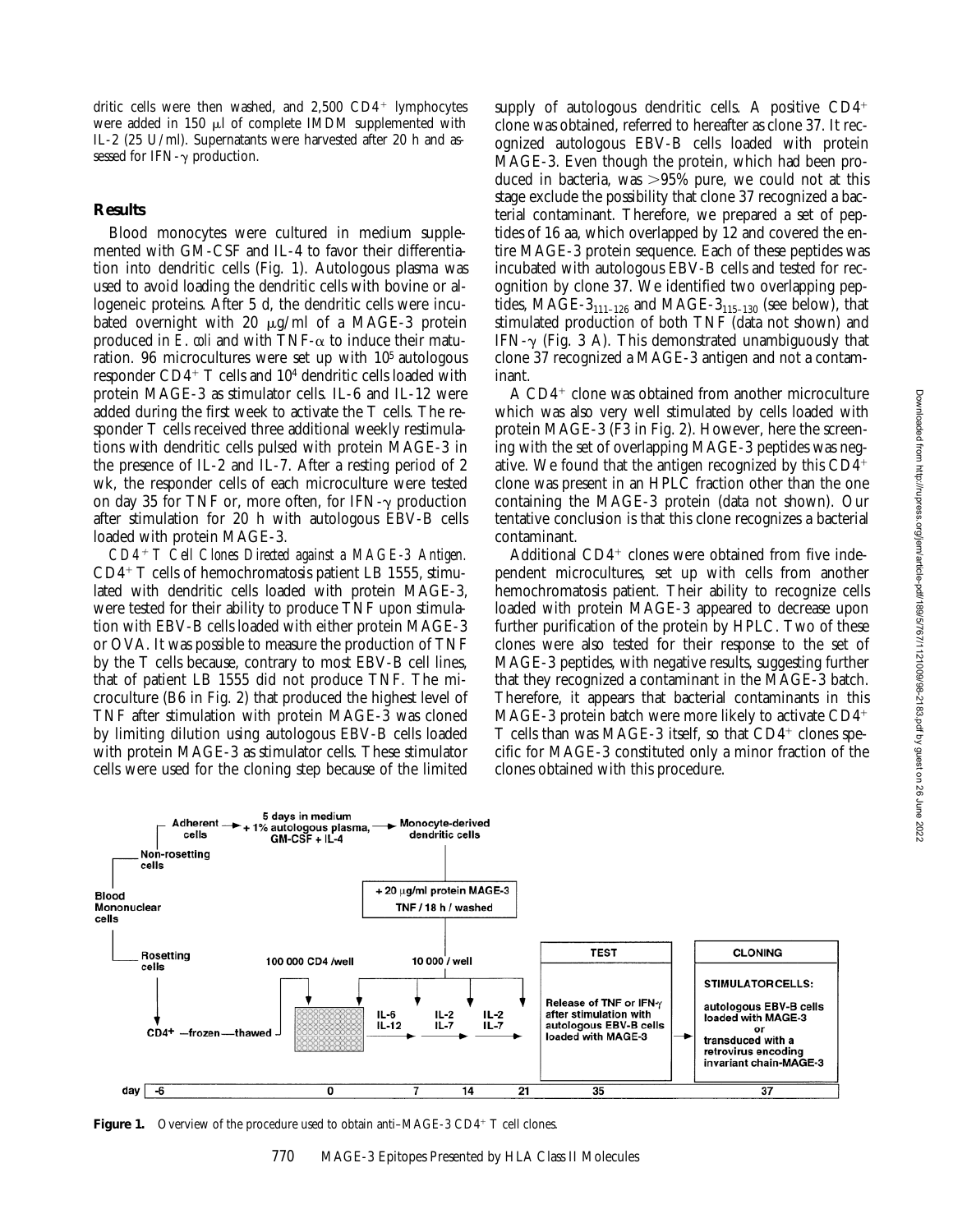dritic cells were then washed, and 2,500 CD4+ lymphocytes were added in 150 μl of complete IMDM supplemented with IL-2 (25 U/ml). Supernatants were harvested after 20 h and assessed for IFN-γ production.

## Results

Blood monocytes were cultured in medium supplemented with GM-CSF and IL-4 to favor their differentiation into dendritic cells (Fig. 1). Autologous plasma was used to avoid loading the dendritic cells with bovine or allogeneic proteins. After 5 d, the dendritic cells were incubated overnight with 20 μg/ml of a MAGE-3 protein produced in *E. coli* and with TNF-α to induce their maturation. 96 microcultures were set up with $10^5$ autologous responder CD4+ T cells and $10^4$ dendritic cells loaded with protein MAGE-3 as stimulator cells. IL-6 and IL-12 were added during the first week to activate the T cells. The responder T cells received three additional weekly restimulations with dendritic cells pulsed with protein MAGE-3 in the presence of IL-2 and IL-7. After a resting period of 2 wk, the responder cells of each microculture were tested on day 35 for TNF or, more often, for IFN-γ production after stimulation for 20 h with autologous EBV-B cells loaded with protein MAGE-3.

*CD4+ T Cell Clones Directed against a MAGE-3 Antigen.* CD4+ T cells of hemochromatosis patient LB 1555, stimulated with dendritic cells loaded with protein MAGE-3, were tested for their ability to produce TNF upon stimulation with EBV-B cells loaded with either protein MAGE-3 or OVA. It was possible to measure the production of TNF by the T cells because, contrary to most EBV-B cell lines, that of patient LB 1555 did not produce TNF. The microculture (B6 in Fig. 2) that produced the highest level of TNF after stimulation with protein MAGE-3 was cloned by limiting dilution using autologous EBV-B cells loaded with protein MAGE-3 as stimulator cells. These stimulator cells were used for the cloning step because of the limited supply of autologous dendritic cells. A positive CD4+ clone was obtained, referred to hereafter as clone 37. It recognized autologous EBV-B cells loaded with protein MAGE-3. Even though the protein, which had been produced in bacteria, was >95% pure, we could not at this stage exclude the possibility that clone 37 recognized a bacterial contaminant. Therefore, we prepared a set of peptides of 16 aa, which overlapped by 12 and covered the entire MAGE-3 protein sequence. Each of these peptides was incubated with autologous EBV-B cells and tested for recognition by clone 37. We identified two overlapping peptides, $\text{MAGE-3}_{111-126}$ and $\text{MAGE-3}_{115-130}$ (see below), that stimulated production of both TNF (data not shown) and IFN-γ (Fig. 3 A). This demonstrated unambiguously that clone 37 recognized a MAGE-3 antigen and not a contaminant.

A CD4+ clone was obtained from another microculture which was also very well stimulated by cells loaded with protein MAGE-3 (F3 in Fig. 2). However, here the screening with the set of overlapping MAGE-3 peptides was negative. We found that the antigen recognized by this CD4+ clone was present in an HPLC fraction other than the one containing the MAGE-3 protein (data not shown). Our tentative conclusion is that this clone recognizes a bacterial contaminant.

Additional CD4+ clones were obtained from five independent microcultures, set up with cells from another hemochromatosis patient. Their ability to recognize cells loaded with protein MAGE-3 appeared to decrease upon further purification of the protein by HPLC. Two of these clones were also tested for their response to the set of MAGE-3 peptides, with negative results, suggesting further that they recognized a contaminant in the MAGE-3 batch. Therefore, it appears that bacterial contaminants in this MAGE-3 protein batch were more likely to activate CD4+ T cells than was MAGE-3 itself, so that CD4+ clones specific for MAGE-3 constituted only a minor fraction of the clones obtained with this procedure.

Blood Mononuclear cells
Adherent cells → 5 days in medium + 1% autologous plasma, GM-CSF + IL-4 → Monocyte-derived dendritic cells
Non-rosetting cells
+ 20 μg/ml protein MAGE-3
TNF / 18 h / washed
Rosetting cells
CD4+ —frozen—thawed
100 000 CD4 /well
10 000 / well
IL-6 IL-12
IL-2 IL-7
IL-2 IL-7
TEST
Release of TNF or IFN-γ after stimulation with autologous EBV-B cells loaded with MAGE-3
CLONING
STIMULATOR CELLS:
autologous EBV-B cells loaded with MAGE-3
or
transduced with a retrovirus encoding invariant chain-MAGE-3
day -6 0 7 14 21 35 37

**Figure 1.** Overview of the procedure used to obtain anti–MAGE-3 CD4+ T cell clones.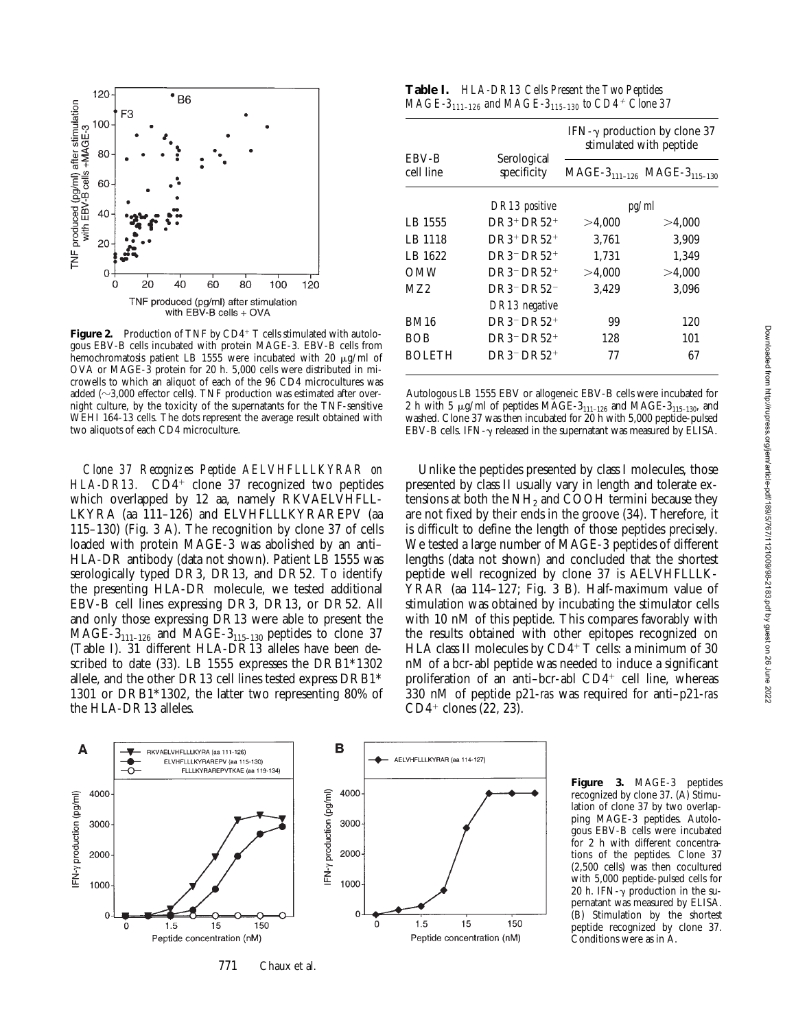120
B6
F3
100
80
60
40
20
0
0 20 40 60 80 100 120
TNF produced (pg/ml) after stimulation with EBV-B cells +MAGE-3
TNF produced (pg/ml) after stimulation with EBV-B cells + OVA

**Figure 2.** Production of TNF by $CD4^+$ T cells stimulated with autologous EBV-B cells incubated with protein MAGE-3. EBV-B cells from hemochromatosis patient LB 1555 were incubated with 20 μg/ml of OVA or MAGE-3 protein for 20 h. 5,000 cells were distributed in microwells to which an aliquot of each of the 96 CD4 microcultures was added (~3,000 effector cells). TNF production was estimated after overnight culture, by the toxicity of the supernatants for the TNF-sensitive WEHI 164-13 cells. The dots represent the average result obtained with two aliquots of each CD4 microculture.

*Clone 37 Recognizes Peptide AELVHFLLLKYRAR on HLA-DR13.* $CD4^+$ clone 37 recognized two peptides which overlapped by 12 aa, namely RKVAELVHFLL-LKYRA (aa 111–126) and ELVHFLLLKYRAREPV (aa 115–130) (Fig. 3 A). The recognition by clone 37 of cells loaded with protein MAGE-3 was abolished by an anti–HLA-DR antibody (data not shown). Patient LB 1555 was serologically typed DR3, DR13, and DR52. To identify the presenting HLA-DR molecule, we tested additional EBV-B cell lines expressing DR3, DR13, or DR52. All and only those expressing DR13 were able to present the $MAGE\text{-}3_{111–126}$ and $MAGE\text{-}3_{115–130}$ peptides to clone 37 (Table I). 31 different HLA-DR13 alleles have been described to date (33). LB 1555 expresses the DRB1*1302 allele, and the other DR13 cell lines tested express DRB1*1301 or DRB1*1302, the latter two representing 80% of the HLA-DR13 alleles.

**Table I.** *HLA-DR13 Cells Present the Two Peptides $MAGE\text{-}3_{111–126}$ and $MAGE\text{-}3_{115–130}$ to $CD4^+$ Clone 37*

| EBV-B cell line | Serological specificity | IFN-γ production by clone 37 stimulated with peptide | |
|---|---|---|---|
| | | $MAGE\text{-}3_{111–126}$ | $MAGE\text{-}3_{115–130}$ |
| | *DR13 positive* | *pg/ml* | |
| LB 1555 | $DR3^+ DR52^+$ | >4,000 | >4,000 |
| LB 1118 | $DR3^+ DR52^+$ | 3,761 | 3,909 |
| LB 1622 | $DR3^- DR52^+$ | 1,731 | 1,349 |
| OMW | $DR3^- DR52^+$ | >4,000 | >4,000 |
| MZ2 | $DR3^- DR52^-$ | 3,429 | 3,096 |
| | *DR13 negative* | | |
| BM16 | $DR3^- DR52^+$ | 99 | 120 |
| BOB | $DR3^- DR52^+$ | 128 | 101 |
| BOLETH | $DR3^- DR52^+$ | 77 | 67 |

Autologous LB 1555 EBV or allogeneic EBV-B cells were incubated for 2 h with 5 μg/ml of peptides $MAGE\text{-}3_{111–126}$ and $MAGE\text{-}3_{115–130}$, and washed. Clone 37 was then incubated for 20 h with 5,000 peptide-pulsed EBV-B cells. IFN-γ released in the supernatant was measured by ELISA.

Unlike the peptides presented by class I molecules, those presented by class II usually vary in length and tolerate extensions at both the $NH_2$ and COOH termini because they are not fixed by their ends in the groove (34). Therefore, it is difficult to define the length of those peptides precisely. We tested a large number of MAGE-3 peptides of different lengths (data not shown) and concluded that the shortest peptide well recognized by clone 37 is AELVHFLLLK-YRAR (aa 114–127; Fig. 3 B). Half-maximum value of stimulation was obtained by incubating the stimulator cells with 10 nM of this peptide. This compares favorably with the results obtained with other epitopes recognized on HLA class II molecules by $CD4^+$ T cells: a minimum of 30 nM of a bcr-abl peptide was needed to induce a significant proliferation of an anti–bcr-abl $CD4^+$ cell line, whereas 330 nM of peptide p21-*ras* was required for anti–p21-*ras* $CD4^+$ clones (22, 23).

A
RKVAELVHFLLLKYRA (aa 111-126)
ELVHFLLLKYRAREPV (aa 115-130)
FLLLKYRAREPVTKAE (aa 119-134)
IFN-γ production (pg/ml)
4000
3000
2000
1000
0
0 1.5 15 150
Peptide concentration (nM)

B
AELVHFLLLKYRAR (aa 114-127)
IFN-γ production (pg/ml)
4000
3000
2000
1000
0
0 1.5 15 150
Peptide concentration (nM)

**Figure 3.** MAGE-3 peptides recognized by clone 37. (A) Stimulation of clone 37 by two overlapping MAGE-3 peptides. Autologous EBV-B cells were incubated for 2 h with different concentrations of the peptides. Clone 37 (2,500 cells) was then cocultured with 5,000 peptide-pulsed cells for 20 h. IFN-γ production in the supernatant was measured by ELISA. (B) Stimulation by the shortest peptide recognized by clone 37. Conditions were as in A.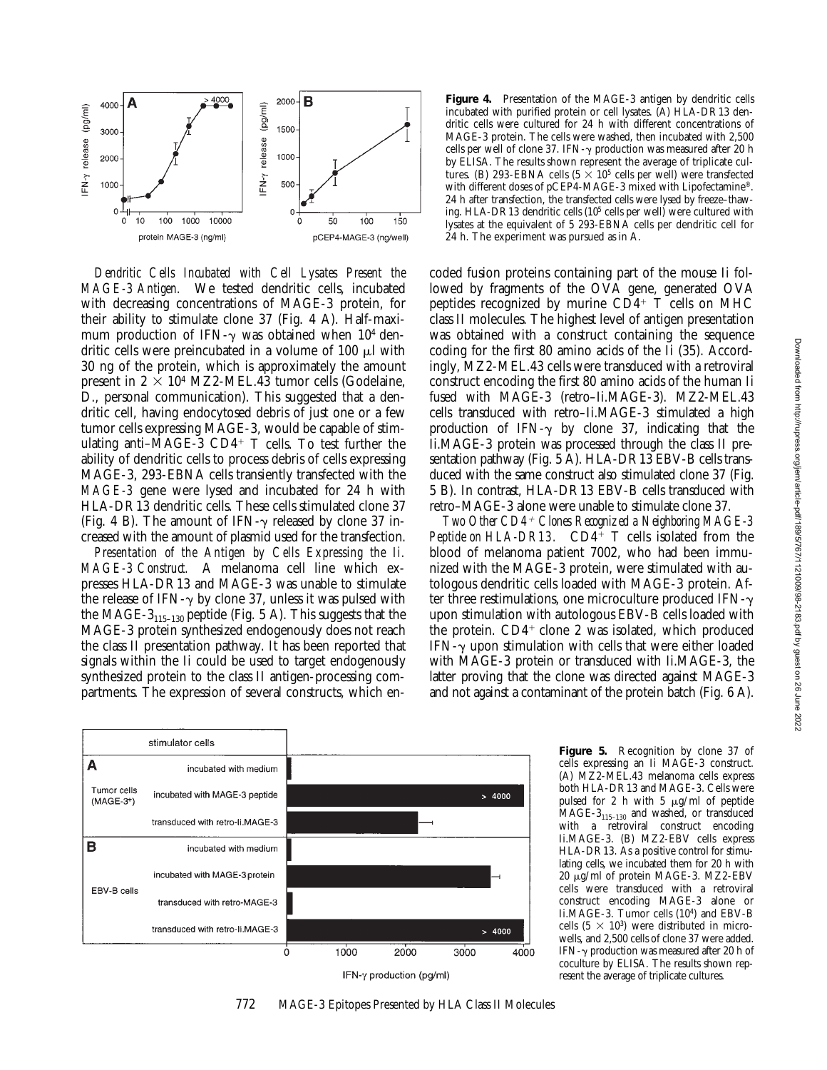A

IFN-γ release (pg/ml)

4000
3000
2000
1000
0

> 4000

0 10 100 1000 10000

protein MAGE-3 (ng/ml)

B

IFN-γ release (pg/ml)

2000
1500
1000
500
0

0 50 100 150

pCEP4-MAGE-3 (ng/well)

**Figure 4.** Presentation of the MAGE-3 antigen by dendritic cells incubated with purified protein or cell lysates. (A) HLA-DR13 dendritic cells were cultured for 24 h with different concentrations of MAGE-3 protein. The cells were washed, then incubated with 2,500 cells per well of clone 37. IFN-γ production was measured after 20 h by ELISA. The results shown represent the average of triplicate cultures. (B) 293-EBNA cells ($5 \times 10^5$ cells per well) were transfected with different doses of pCEP4-MAGE-3 mixed with Lipofectamine®. 24 h after transfection, the transfected cells were lysed by freeze–thawing. HLA-DR13 dendritic cells ($10^5$ cells per well) were cultured with lysates at the equivalent of 5 293-EBNA cells per dendritic cell for 24 h. The experiment was pursued as in A.

*Dendritic Cells Incubated with Cell Lysates Present the MAGE-3 Antigen.* We tested dendritic cells, incubated with decreasing concentrations of MAGE-3 protein, for their ability to stimulate clone 37 (Fig. 4 A). Half-maximum production of IFN-γ was obtained when $10^4$ dendritic cells were preincubated in a volume of 100 μl with 30 ng of the protein, which is approximately the amount present in $2 \times 10^4$ MZ2-MEL.43 tumor cells (Godelaine, D., personal communication). This suggested that a dendritic cell, having endocytosed debris of just one or a few tumor cells expressing MAGE-3, would be capable of stimulating anti–MAGE-3 $CD4^+$ T cells. To test further the ability of dendritic cells to process debris of cells expressing MAGE-3, 293-EBNA cells transiently transfected with the *MAGE-3* gene were lysed and incubated for 24 h with HLA-DR13 dendritic cells (Fig. 4 B). These cells stimulated clone 37 (Fig. 4 B). The amount of IFN-γ released by clone 37 increased with the amount of plasmid used for the transfection.

*Presentation of the Antigen by Cells Expressing the Ii. MAGE-3 Construct.* A melanoma cell line which expresses HLA-DR13 and MAGE-3 was unable to stimulate the release of IFN-γ by clone 37, unless it was pulsed with the MAGE-$3_{115–130}$ peptide (Fig. 5 A). This suggests that the MAGE-3 protein synthesized endogenously does not reach the class II presentation pathway. It has been reported that signals within the Ii could be used to target endogenously synthesized protein to the class II antigen-processing compartments. The expression of several constructs, which encoded fusion proteins containing part of the mouse Ii followed by fragments of the OVA gene, generated OVA peptides recognized by murine $CD4^+$ T cells on MHC class II molecules. The highest level of antigen presentation was obtained with a construct containing the sequence coding for the first 80 amino acids of the Ii (35). Accordingly, MZ2-MEL.43 cells were transduced with a retroviral construct encoding the first 80 amino acids of the human Ii fused with MAGE-3 (retro–Ii.MAGE-3). MZ2-MEL.43 cells transduced with retro–Ii.MAGE-3 stimulated a high production of IFN-γ by clone 37, indicating that the Ii.MAGE-3 protein was processed through the class II presentation pathway (Fig. 5 A). HLA-DR13 EBV-B cells transduced with the same construct also stimulated clone 37 (Fig. 5 B). In contrast, HLA-DR13 EBV-B cells transduced with retro–MAGE-3 alone were unable to stimulate clone 37.

*Two Other $CD4^+$ Clones Recognized a Neighboring MAGE-3 Peptide on HLA-DR13.* $CD4^+$ T cells isolated from the blood of melanoma patient 7002, who had been immunized with the MAGE-3 protein, were stimulated with autologous dendritic cells loaded with MAGE-3 protein. After three restimulations, one microculture produced IFN-γ upon stimulation with autologous EBV-B cells loaded with the protein. $CD4^+$ clone 2 was isolated, which produced IFN-γ upon stimulation with cells that were either loaded with MAGE-3 protein or transduced with Ii.MAGE-3, the latter proving that the clone was directed against MAGE-3 and not against a contaminant of the protein batch (Fig. 6 A).

stimulator cells

A
Tumor cells ($MAGE$-$3^+$)
incubated with medium
incubated with MAGE-3 peptide
transduced with retro-Ii.MAGE-3

B
EBV-B cells
incubated with medium
incubated with MAGE-3 protein
transduced with retro-MAGE-3
transduced with retro-Ii.MAGE-3

> 4000
> 4000

0 1000 2000 3000 4000

IFN-γ production (pg/ml)

**Figure 5.** Recognition by clone 37 of cells expressing an Ii MAGE-3 construct. (A) MZ2-MEL.43 melanoma cells express both HLA-DR13 and MAGE-3. Cells were pulsed for 2 h with 5 μg/ml of peptide MAGE-$3_{115–130}$ and washed, or transduced with a retroviral construct encoding Ii.MAGE-3. (B) MZ2-EBV cells express HLA-DR13. As a positive control for stimulating cells, we incubated them for 20 h with 20 μg/ml of protein MAGE-3. MZ2-EBV cells were transduced with a retroviral construct encoding MAGE-3 alone or Ii.MAGE-3. Tumor cells ($10^4$) and EBV-B cells ($5 \times 10^3$) were distributed in microwells, and 2,500 cells of clone 37 were added. IFN-γ production was measured after 20 h of coculture by ELISA. The results shown represent the average of triplicate cultures.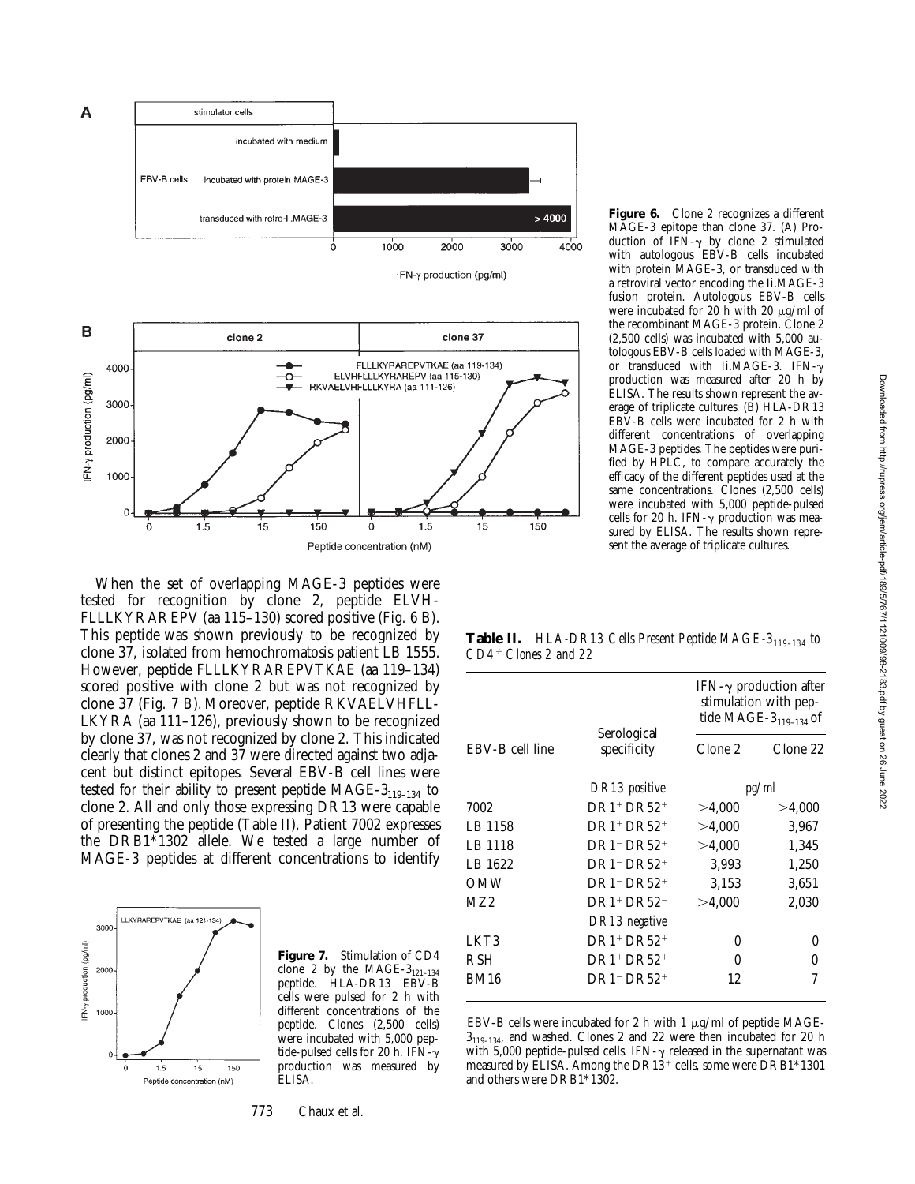**A**

stimulator cells

EBV-B cells

incubated with medium

incubated with protein MAGE-3

transduced with retro-Ii.MAGE-3

> 4000

0 1000 2000 3000 4000

IFN-γ production (pg/ml)

**B**

clone 2

clone 37

FLLLKYRAREPVTKAE (aa 119-134)

ELVHFLLLKYRAREPV (aa 115-130)

RKVAELVHFLLLKYRA (aa 111-126)

IFN-γ production (pg/ml)

4000

3000

2000

1000

0

0 1.5 15 150 0 1.5 15 150

Peptide concentration (nM)

**Figure 6.** Clone 2 recognizes a different MAGE-3 epitope than clone 37. (A) Production of IFN-γ by clone 2 stimulated with autologous EBV-B cells incubated with protein MAGE-3, or transduced with a retroviral vector encoding the Ii.MAGE-3 fusion protein. Autologous EBV-B cells were incubated for 20 h with 20 μg/ml of the recombinant MAGE-3 protein. Clone 2 (2,500 cells) was incubated with 5,000 autologous EBV-B cells loaded with MAGE-3, or transduced with Ii.MAGE-3. IFN-γ production was measured after 20 h by ELISA. The results shown represent the average of triplicate cultures. (B) HLA-DR13 EBV-B cells were incubated for 2 h with different concentrations of overlapping MAGE-3 peptides. The peptides were purified by HPLC, to compare accurately the efficacy of the different peptides used at the same concentrations. Clones (2,500 cells) were incubated with 5,000 peptide-pulsed cells for 20 h. IFN-γ production was measured by ELISA. The results shown represent the average of triplicate cultures.

When the set of overlapping MAGE-3 peptides were tested for recognition by clone 2, peptide ELVHFLLLKYRAREPV (aa 115–130) scored positive (Fig. 6 B). This peptide was shown previously to be recognized by clone 37, isolated from hemochromatosis patient LB 1555. However, peptide FLLLKYRAREPVTKAE (aa 119–134) scored positive with clone 2 but was not recognized by clone 37 (Fig. 7 B). Moreover, peptide RKVAELVHFLLLKYRA (aa 111–126), previously shown to be recognized by clone 37, was not recognized by clone 2. This indicated clearly that clones 2 and 37 were directed against two adjacent but distinct epitopes. Several EBV-B cell lines were tested for their ability to present peptide MAGE-$3_{119–134}$ to clone 2. All and only those expressing DR13 were capable of presenting the peptide (Table II). Patient 7002 expresses the DRB1*1302 allele. We tested a large number of MAGE-3 peptides at different concentrations to identify

LLKYRAREPVTKAE (aa 121-134)

IFN-γ production (pg/ml)

3000

2000

1000

0

0 1.5 15 150

Peptide concentration (nM)

**Figure 7.** Stimulation of CD4 clone 2 by the MAGE-$3_{121–134}$ peptide. HLA-DR13 EBV-B cells were pulsed for 2 h with different concentrations of the peptide. Clones (2,500 cells) were incubated with 5,000 peptide-pulsed cells for 20 h. IFN-γ production was measured by ELISA.

**Table II.** *HLA-DR13 Cells Present Peptide MAGE-$3_{119–134}$ to $CD4^+$ Clones 2 and 22*

| EBV-B cell line | Serological specificity | IFN-γ production after stimulation with peptide MAGE-$3_{119–134}$ of: Clone 2 | Clone 22 |
|---|---|---|---|
| | *DR13 positive* | *pg/ml* | |
| 7002 | $DR1^+ DR52^+$ | >4,000 | >4,000 |
| LB 1158 | $DR1^+ DR52^+$ | >4,000 | 3,967 |
| LB 1118 | $DR1^- DR52^+$ | >4,000 | 1,345 |
| LB 1622 | $DR1^- DR52^+$ | 3,993 | 1,250 |
| OMW | $DR1^- DR52^+$ | 3,153 | 3,651 |
| MZ2 | $DR1^+ DR52^-$ | >4,000 | 2,030 |
| | *DR13 negative* | | |
| LKT3 | $DR1^+ DR52^+$ | 0 | 0 |
| RSH | $DR1^+ DR52^+$ | 0 | 0 |
| BM16 | $DR1^- DR52^+$ | 12 | 7 |

EBV-B cells were incubated for 2 h with 1 μg/ml of peptide MAGE-$3_{119–134}$, and washed. Clones 2 and 22 were then incubated for 20 h with 5,000 peptide-pulsed cells. IFN-γ released in the supernatant was measured by ELISA. Among the $DR13^+$ cells, some were DRB1*1301 and others were DRB1*1302.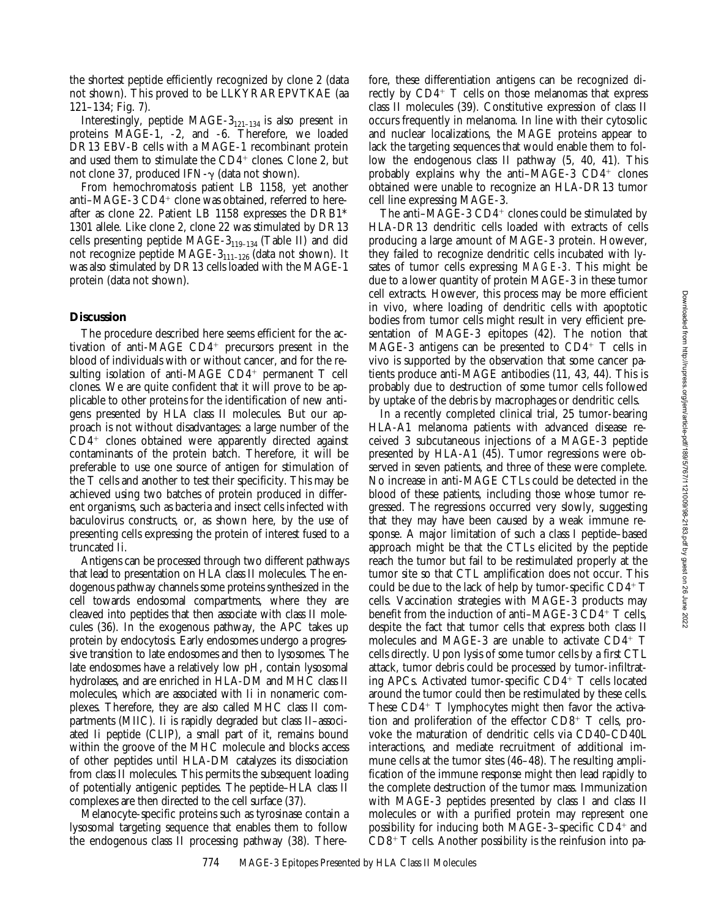the shortest peptide efficiently recognized by clone 2 (data not shown). This proved to be LLKYRAREPVTKAE (aa 121–134; Fig. 7).

Interestingly, peptide MAGE-$3_{121–134}$ is also present in proteins MAGE-1, -2, and -6. Therefore, we loaded DR13 EBV-B cells with a MAGE-1 recombinant protein and used them to stimulate the $CD4^+$ clones. Clone 2, but not clone 37, produced IFN-$\gamma$ (data not shown).

From hemochromatosis patient LB 1158, yet another anti–MAGE-3 $CD4^+$ clone was obtained, referred to hereafter as clone 22. Patient LB 1158 expresses the DRB1* 1301 allele. Like clone 2, clone 22 was stimulated by DR13 cells presenting peptide MAGE-$3_{119–134}$ (Table II) and did not recognize peptide MAGE-$3_{111–126}$ (data not shown). It was also stimulated by DR13 cells loaded with the MAGE-1 protein (data not shown).

## Discussion

The procedure described here seems efficient for the activation of anti-MAGE $CD4^+$ precursors present in the blood of individuals with or without cancer, and for the resulting isolation of anti-MAGE $CD4^+$ permanent T cell clones. We are quite confident that it will prove to be applicable to other proteins for the identification of new antigens presented by HLA class II molecules. But our approach is not without disadvantages: a large number of the $CD4^+$ clones obtained were apparently directed against contaminants of the protein batch. Therefore, it will be preferable to use one source of antigen for stimulation of the T cells and another to test their specificity. This may be achieved using two batches of protein produced in different organisms, such as bacteria and insect cells infected with baculovirus constructs, or, as shown here, by the use of presenting cells expressing the protein of interest fused to a truncated Ii.

Antigens can be processed through two different pathways that lead to presentation on HLA class II molecules. The endogenous pathway channels some proteins synthesized in the cell towards endosomal compartments, where they are cleaved into peptides that then associate with class II molecules (36). In the exogenous pathway, the APC takes up protein by endocytosis. Early endosomes undergo a progressive transition to late endosomes and then to lysosomes. The late endosomes have a relatively low pH, contain lysosomal hydrolases, and are enriched in HLA-DM and MHC class II molecules, which are associated with Ii in nonameric complexes. Therefore, they are also called MHC class II compartments (MIIC). Ii is rapidly degraded but class II–associated Ii peptide (CLIP), a small part of it, remains bound within the groove of the MHC molecule and blocks access of other peptides until HLA-DM catalyzes its dissociation from class II molecules. This permits the subsequent loading of potentially antigenic peptides. The peptide–HLA class II complexes are then directed to the cell surface (37).

Melanocyte-specific proteins such as tyrosinase contain a lysosomal targeting sequence that enables them to follow the endogenous class II processing pathway (38). Therefore, these differentiation antigens can be recognized directly by $CD4^+$ T cells on those melanomas that express class II molecules (39). Constitutive expression of class II occurs frequently in melanoma. In line with their cytosolic and nuclear localizations, the MAGE proteins appear to lack the targeting sequences that would enable them to follow the endogenous class II pathway (5, 40, 41). This probably explains why the anti–MAGE-3 $CD4^+$ clones obtained were unable to recognize an HLA-DR13 tumor cell line expressing MAGE-3.

The anti–MAGE-3 $CD4^+$ clones could be stimulated by HLA-DR13 dendritic cells loaded with extracts of cells producing a large amount of MAGE-3 protein. However, they failed to recognize dendritic cells incubated with lysates of tumor cells expressing *MAGE-3*. This might be due to a lower quantity of protein MAGE-3 in these tumor cell extracts. However, this process may be more efficient in vivo, where loading of dendritic cells with apoptotic bodies from tumor cells might result in very efficient presentation of MAGE-3 epitopes (42). The notion that MAGE-3 antigens can be presented to $CD4^+$ T cells in vivo is supported by the observation that some cancer patients produce anti-MAGE antibodies (11, 43, 44). This is probably due to destruction of some tumor cells followed by uptake of the debris by macrophages or dendritic cells.

In a recently completed clinical trial, 25 tumor-bearing HLA-A1 melanoma patients with advanced disease received 3 subcutaneous injections of a MAGE-3 peptide presented by HLA-A1 (45). Tumor regressions were observed in seven patients, and three of these were complete. No increase in anti-MAGE CTLs could be detected in the blood of these patients, including those whose tumor regressed. The regressions occurred very slowly, suggesting that they may have been caused by a weak immune response. A major limitation of such a class I peptide–based approach might be that the CTLs elicited by the peptide reach the tumor but fail to be restimulated properly at the tumor site so that CTL amplification does not occur. This could be due to the lack of help by tumor-specific $CD4^+$ T cells. Vaccination strategies with MAGE-3 products may benefit from the induction of anti–MAGE-3 $CD4^+$ T cells, despite the fact that tumor cells that express both class II molecules and MAGE-3 are unable to activate $CD4^+$ T cells directly. Upon lysis of some tumor cells by a first CTL attack, tumor debris could be processed by tumor-infiltrating APCs. Activated tumor-specific $CD4^+$ T cells located around the tumor could then be restimulated by these cells. These $CD4^+$ T lymphocytes might then favor the activation and proliferation of the effector $CD8^+$ T cells, provoke the maturation of dendritic cells via CD40–CD40L interactions, and mediate recruitment of additional immune cells at the tumor sites (46–48). The resulting amplification of the immune response might then lead rapidly to the complete destruction of the tumor mass. Immunization with MAGE-3 peptides presented by class I and class II molecules or with a purified protein may represent one possibility for inducing both MAGE-3–specific $CD4^+$ and $CD8^+$ T cells. Another possibility is the reinfusion into pa-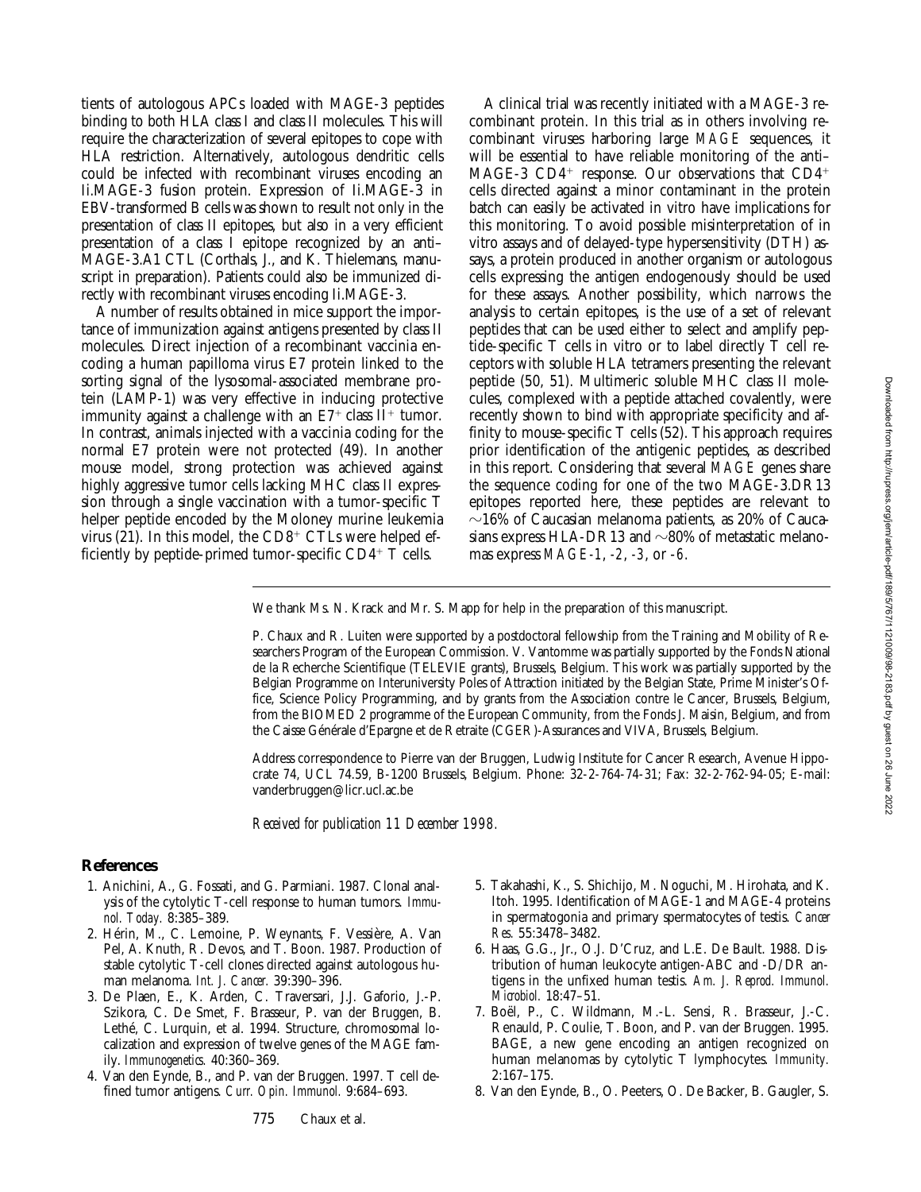tients of autologous APCs loaded with MAGE-3 peptides binding to both HLA class I and class II molecules. This will require the characterization of several epitopes to cope with HLA restriction. Alternatively, autologous dendritic cells could be infected with recombinant viruses encoding an Ii.MAGE-3 fusion protein. Expression of Ii.MAGE-3 in EBV-transformed B cells was shown to result not only in the presentation of class II epitopes, but also in a very efficient presentation of a class I epitope recognized by an anti–MAGE-3.A1 CTL (Corthals, J., and K. Thielemans, manuscript in preparation). Patients could also be immunized directly with recombinant viruses encoding Ii.MAGE-3.

A number of results obtained in mice support the importance of immunization against antigens presented by class II molecules. Direct injection of a recombinant vaccinia encoding a human papilloma virus E7 protein linked to the sorting signal of the lysosomal-associated membrane protein (LAMP-1) was very effective in inducing protective immunity against a challenge with an $E7^+$ class $II^+$ tumor. In contrast, animals injected with a vaccinia coding for the normal E7 protein were not protected (49). In another mouse model, strong protection was achieved against highly aggressive tumor cells lacking MHC class II expression through a single vaccination with a tumor-specific T helper peptide encoded by the Moloney murine leukemia virus (21). In this model, the $CD8^+$ CTLs were helped efficiently by peptide-primed tumor-specific $CD4^+$ T cells.

A clinical trial was recently initiated with a MAGE-3 recombinant protein. In this trial as in others involving recombinant viruses harboring large *MAGE* sequences, it will be essential to have reliable monitoring of the anti–MAGE-3 $CD4^+$ response. Our observations that $CD4^+$ cells directed against a minor contaminant in the protein batch can easily be activated in vitro have implications for this monitoring. To avoid possible misinterpretation of in vitro assays and of delayed-type hypersensitivity (DTH) assays, a protein produced in another organism or autologous cells expressing the antigen endogenously should be used for these assays. Another possibility, which narrows the analysis to certain epitopes, is the use of a set of relevant peptides that can be used either to select and amplify peptide-specific T cells in vitro or to label directly T cell receptors with soluble HLA tetramers presenting the relevant peptide (50, 51). Multimeric soluble MHC class II molecules, complexed with a peptide attached covalently, were recently shown to bind with appropriate specificity and affinity to mouse-specific T cells (52). This approach requires prior identification of the antigenic peptides, as described in this report. Considering that several *MAGE* genes share the sequence coding for one of the two MAGE-3.DR13 epitopes reported here, these peptides are relevant to ~16% of Caucasian melanoma patients, as 20% of Caucasians express HLA-DR13 and ~80% of metastatic melanomas express *MAGE-1*, *-2*, *-3*, or *-6*.

We thank Ms. N. Krack and Mr. S. Mapp for help in the preparation of this manuscript.

P. Chaux and R. Luiten were supported by a postdoctoral fellowship from the Training and Mobility of Researchers Program of the European Commission. V. Vantomme was partially supported by the Fonds National de la Recherche Scientifique (TELEVIE grants), Brussels, Belgium. This work was partially supported by the Belgian Programme on Interuniversity Poles of Attraction initiated by the Belgian State, Prime Minister's Office, Science Policy Programming, and by grants from the Association contre le Cancer, Brussels, Belgium, from the BIOMED 2 programme of the European Community, from the Fonds J. Maisin, Belgium, and from the Caisse Générale d'Epargne et de Retraite (CGER)-Assurances and VIVA, Brussels, Belgium.

Address correspondence to Pierre van der Bruggen, Ludwig Institute for Cancer Research, Avenue Hippocrate 74, UCL 74.59, B-1200 Brussels, Belgium. Phone: 32-2-764-74-31; Fax: 32-2-762-94-05; E-mail: vanderbruggen@licr.ucl.ac.be

*Received for publication 11 December 1998.*

## References

1. Anichini, A., G. Fossati, and G. Parmiani. 1987. Clonal analysis of the cytolytic T-cell response to human tumors. *Immunol. Today.* 8:385–389.
2. Hérin, M., C. Lemoine, P. Weynants, F. Vessière, A. Van Pel, A. Knuth, R. Devos, and T. Boon. 1987. Production of stable cytolytic T-cell clones directed against autologous human melanoma. *Int. J. Cancer.* 39:390–396.
3. De Plaen, E., K. Arden, C. Traversari, J.J. Gaforio, J.-P. Szikora, C. De Smet, F. Brasseur, P. van der Bruggen, B. Lethé, C. Lurquin, et al. 1994. Structure, chromosomal localization and expression of twelve genes of the MAGE family. *Immunogenetics.* 40:360–369.
4. Van den Eynde, B., and P. van der Bruggen. 1997. T cell defined tumor antigens. *Curr. Opin. Immunol.* 9:684–693.
5. Takahashi, K., S. Shichijo, M. Noguchi, M. Hirohata, and K. Itoh. 1995. Identification of MAGE-1 and MAGE-4 proteins in spermatogonia and primary spermatocytes of testis. *Cancer Res.* 55:3478–3482.
6. Haas, G.G., Jr., O.J. D'Cruz, and L.E. De Bault. 1988. Distribution of human leukocyte antigen-ABC and -D/DR antigens in the unfixed human testis. *Am. J. Reprod. Immunol. Microbiol.* 18:47–51.
7. Boël, P., C. Wildmann, M.-L. Sensi, R. Brasseur, J.-C. Renauld, P. Coulie, T. Boon, and P. van der Bruggen. 1995. BAGE, a new gene encoding an antigen recognized on human melanomas by cytolytic T lymphocytes. *Immunity.* 2:167–175.
8. Van den Eynde, B., O. Peeters, O. De Backer, B. Gaugler, S.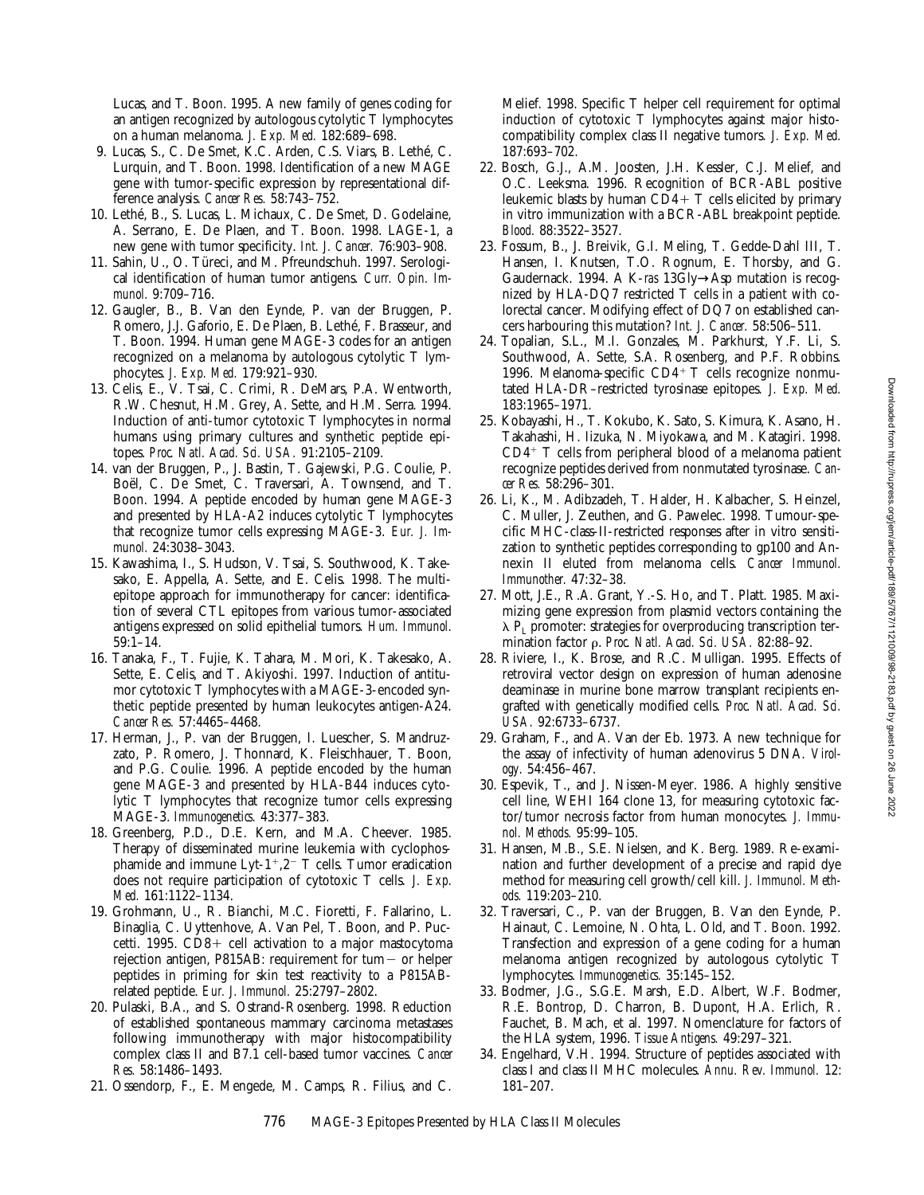Lucas, and T. Boon. 1995. A new family of genes coding for an antigen recognized by autologous cytolytic T lymphocytes on a human melanoma. *J. Exp. Med.* 182:689–698.

9. Lucas, S., C. De Smet, K.C. Arden, C.S. Viars, B. Lethé, C. Lurquin, and T. Boon. 1998. Identification of a new MAGE gene with tumor-specific expression by representational difference analysis. *Cancer Res.* 58:743–752.
10. Lethé, B., S. Lucas, L. Michaux, C. De Smet, D. Godelaine, A. Serrano, E. De Plaen, and T. Boon. 1998. LAGE-1, a new gene with tumor specificity. *Int. J. Cancer.* 76:903–908.
11. Sahin, U., O. Türeci, and M. Pfreundschuh. 1997. Serological identification of human tumor antigens. *Curr. Opin. Immunol.* 9:709–716.
12. Gaugler, B., B. Van den Eynde, P. van der Bruggen, P. Romero, J.J. Gaforio, E. De Plaen, B. Lethé, F. Brasseur, and T. Boon. 1994. Human gene MAGE-3 codes for an antigen recognized on a melanoma by autologous cytolytic T lymphocytes. *J. Exp. Med.* 179:921–930.
13. Celis, E., V. Tsai, C. Crimi, R. DeMars, P.A. Wentworth, R.W. Chesnut, H.M. Grey, A. Sette, and H.M. Serra. 1994. Induction of anti-tumor cytotoxic T lymphocytes in normal humans using primary cultures and synthetic peptide epitopes. *Proc. Natl. Acad. Sci. USA.* 91:2105–2109.
14. van der Bruggen, P., J. Bastin, T. Gajewski, P.G. Coulie, P. Boël, C. De Smet, C. Traversari, A. Townsend, and T. Boon. 1994. A peptide encoded by human gene MAGE-3 and presented by HLA-A2 induces cytolytic T lymphocytes that recognize tumor cells expressing MAGE-3. *Eur. J. Immunol.* 24:3038–3043.
15. Kawashima, I., S. Hudson, V. Tsai, S. Southwood, K. Takesako, E. Appella, A. Sette, and E. Celis. 1998. The multi-epitope approach for immunotherapy for cancer: identification of several CTL epitopes from various tumor-associated antigens expressed on solid epithelial tumors. *Hum. Immunol.* 59:1–14.
16. Tanaka, F., T. Fujie, K. Tahara, M. Mori, K. Takesako, A. Sette, E. Celis, and T. Akiyoshi. 1997. Induction of antitumor cytotoxic T lymphocytes with a MAGE-3-encoded synthetic peptide presented by human leukocytes antigen-A24. *Cancer Res.* 57:4465–4468.
17. Herman, J., P. van der Bruggen, I. Luescher, S. Mandruzzato, P. Romero, J. Thonnard, K. Fleischhauer, T. Boon, and P.G. Coulie. 1996. A peptide encoded by the human gene MAGE-3 and presented by HLA-B44 induces cytolytic T lymphocytes that recognize tumor cells expressing MAGE-3. *Immunogenetics.* 43:377–383.
18. Greenberg, P.D., D.E. Kern, and M.A. Cheever. 1985. Therapy of disseminated murine leukemia with cyclophosphamide and immune Lyt-$1^{+}$,$2^{-}$ T cells. Tumor eradication does not require participation of cytotoxic T cells. *J. Exp. Med.* 161:1122–1134.
19. Grohmann, U., R. Bianchi, M.C. Fioretti, F. Fallarino, L. Binaglia, C. Uyttenhove, A. Van Pel, T. Boon, and P. Puccetti. 1995. CD8+ cell activation to a major mastocytoma rejection antigen, P815AB: requirement for tum− or helper peptides in priming for skin test reactivity to a P815AB-related peptide. *Eur. J. Immunol.* 25:2797–2802.
20. Pulaski, B.A., and S. Ostrand-Rosenberg. 1998. Reduction of established spontaneous mammary carcinoma metastases following immunotherapy with major histocompatibility complex class II and B7.1 cell-based tumor vaccines. *Cancer Res.* 58:1486–1493.
21. Ossendorp, F., E. Mengede, M. Camps, R. Filius, and C. Melief. 1998. Specific T helper cell requirement for optimal induction of cytotoxic T lymphocytes against major histocompatibility complex class II negative tumors. *J. Exp. Med.* 187:693–702.
22. Bosch, G.J., A.M. Joosten, J.H. Kessler, C.J. Melief, and O.C. Leeksma. 1996. Recognition of BCR-ABL positive leukemic blasts by human CD4+ T cells elicited by primary in vitro immunization with a BCR-ABL breakpoint peptide. *Blood.* 88:3522–3527.
23. Fossum, B., J. Breivik, G.I. Meling, T. Gedde-Dahl III, T. Hansen, I. Knutsen, T.O. Rognum, E. Thorsby, and G. Gaudernack. 1994. A K-*ras* 13Gly→Asp mutation is recognized by HLA-DQ7 restricted T cells in a patient with colorectal cancer. Modifying effect of DQ7 on established cancers harbouring this mutation? *Int. J. Cancer.* 58:506–511.
24. Topalian, S.L., M.I. Gonzales, M. Parkhurst, Y.F. Li, S. Southwood, A. Sette, S.A. Rosenberg, and P.F. Robbins. 1996. Melanoma-specific $CD4^{+}$ T cells recognize nonmutated HLA-DR–restricted tyrosinase epitopes. *J. Exp. Med.* 183:1965–1971.
25. Kobayashi, H., T. Kokubo, K. Sato, S. Kimura, K. Asano, H. Takahashi, H. Iizuka, N. Miyokawa, and M. Katagiri. 1998. $CD4^{+}$ T cells from peripheral blood of a melanoma patient recognize peptides derived from nonmutated tyrosinase. *Cancer Res.* 58:296–301.
26. Li, K., M. Adibzadeh, T. Halder, H. Kalbacher, S. Heinzel, C. Muller, J. Zeuthen, and G. Pawelec. 1998. Tumour-specific MHC-class-II-restricted responses after in vitro sensitization to synthetic peptides corresponding to gp100 and Annexin II eluted from melanoma cells. *Cancer Immunol. Immunother.* 47:32–38.
27. Mott, J.E., R.A. Grant, Y.-S. Ho, and T. Platt. 1985. Maximizing gene expression from plasmid vectors containing the $\lambda$ $P_L$ promoter: strategies for overproducing transcription termination factor $\rho$. *Proc. Natl. Acad. Sci. USA.* 82:88–92.
28. Riviere, I., K. Brose, and R.C. Mulligan. 1995. Effects of retroviral vector design on expression of human adenosine deaminase in murine bone marrow transplant recipients engrafted with genetically modified cells. *Proc. Natl. Acad. Sci. USA.* 92:6733–6737.
29. Graham, F., and A. Van der Eb. 1973. A new technique for the assay of infectivity of human adenovirus 5 DNA. *Virology.* 54:456–467.
30. Espevik, T., and J. Nissen-Meyer. 1986. A highly sensitive cell line, WEHI 164 clone 13, for measuring cytotoxic factor/tumor necrosis factor from human monocytes. *J. Immunol. Methods.* 95:99–105.
31. Hansen, M.B., S.E. Nielsen, and K. Berg. 1989. Re-examination and further development of a precise and rapid dye method for measuring cell growth/cell kill. *J. Immunol. Methods.* 119:203–210.
32. Traversari, C., P. van der Bruggen, B. Van den Eynde, P. Hainaut, C. Lemoine, N. Ohta, L. Old, and T. Boon. 1992. Transfection and expression of a gene coding for a human melanoma antigen recognized by autologous cytolytic T lymphocytes. *Immunogenetics.* 35:145–152.
33. Bodmer, J.G., S.G.E. Marsh, E.D. Albert, W.F. Bodmer, R.E. Bontrop, D. Charron, B. Dupont, H.A. Erlich, R. Fauchet, B. Mach, et al. 1997. Nomenclature for factors of the HLA system, 1996. *Tissue Antigens.* 49:297–321.
34. Engelhard, V.H. 1994. Structure of peptides associated with class I and class II MHC molecules. *Annu. Rev. Immunol.* 12: 181–207.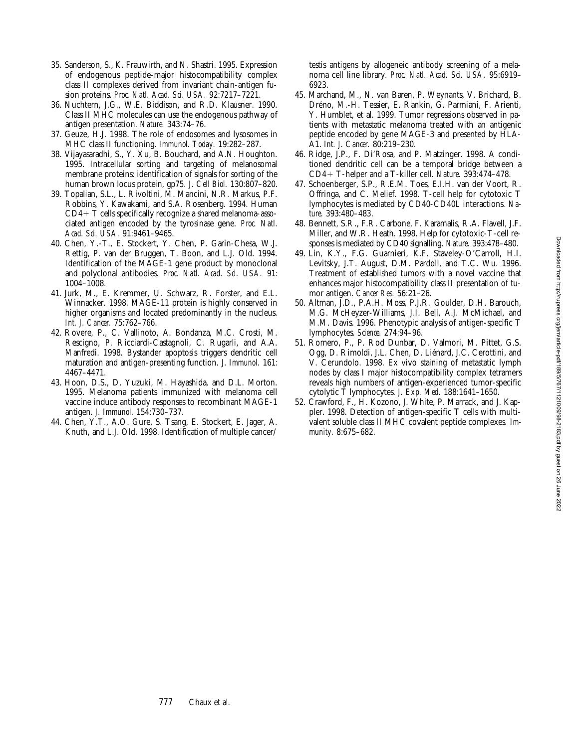35. Sanderson, S., K. Frauwirth, and N. Shastri. 1995. Expression of endogenous peptide-major histocompatibility complex class II complexes derived from invariant chain-antigen fusion proteins. *Proc. Natl. Acad. Sci. USA.* 92:7217–7221.
36. Nuchtern, J.G., W.E. Biddison, and R.D. Klausner. 1990. Class II MHC molecules can use the endogenous pathway of antigen presentation. *Nature.* 343:74–76.
37. Geuze, H.J. 1998. The role of endosomes and lysosomes in MHC class II functioning. *Immunol. Today.* 19:282–287.
38. Vijayasaradhi, S., Y. Xu, B. Bouchard, and A.N. Houghton. 1995. Intracellular sorting and targeting of melanosomal membrane proteins: identification of signals for sorting of the human brown locus protein, gp75. *J. Cell Biol.* 130:807–820.
39. Topalian, S.L., L. Rivoltini, M. Mancini, N.R. Markus, P.F. Robbins, Y. Kawakami, and S.A. Rosenberg. 1994. Human CD4+ T cells specifically recognize a shared melanoma-associated antigen encoded by the tyrosinase gene. *Proc. Natl. Acad. Sci. USA.* 91:9461–9465.
40. Chen, Y.-T., E. Stockert, Y. Chen, P. Garin-Chesa, W.J. Rettig, P. van der Bruggen, T. Boon, and L.J. Old. 1994. Identification of the MAGE-1 gene product by monoclonal and polyclonal antibodies. *Proc. Natl. Acad. Sci. USA.* 91: 1004–1008.
41. Jurk, M., E. Kremmer, U. Schwarz, R. Forster, and E.L. Winnacker. 1998. MAGE-11 protein is highly conserved in higher organisms and located predominantly in the nucleus. *Int. J. Cancer.* 75:762–766.
42. Rovere, P., C. Vallinoto, A. Bondanza, M.C. Crosti, M. Rescigno, P. Ricciardi-Castagnoli, C. Rugarli, and A.A. Manfredi. 1998. Bystander apoptosis triggers dendritic cell maturation and antigen-presenting function. *J. Immunol.* 161: 4467–4471.
43. Hoon, D.S., D. Yuzuki, M. Hayashida, and D.L. Morton. 1995. Melanoma patients immunized with melanoma cell vaccine induce antibody responses to recombinant MAGE-1 antigen. *J. Immunol.* 154:730–737.
44. Chen, Y.T., A.O. Gure, S. Tsang, E. Stockert, E. Jager, A. Knuth, and L.J. Old. 1998. Identification of multiple cancer/testis antigens by allogeneic antibody screening of a melanoma cell line library. *Proc. Natl. Acad. Sci. USA.* 95:6919–6923.
45. Marchand, M., N. van Baren, P. Weynants, V. Brichard, B. Dréno, M.-H. Tessier, E. Rankin, G. Parmiani, F. Arienti, Y. Humblet, et al. 1999. Tumor regressions observed in patients with metastatic melanoma treated with an antigenic peptide encoded by gene MAGE-3 and presented by HLA-A1. *Int. J. Cancer.* 80:219–230.
46. Ridge, J.P., F. Di'Rosa, and P. Matzinger. 1998. A conditioned dendritic cell can be a temporal bridge between a CD4+ T-helper and a T-killer cell. *Nature.* 393:474–478.
47. Schoenberger, S.P., R.E.M. Toes, E.I.H. van der Voort, R. Offringa, and C. Melief. 1998. T-cell help for cytotoxic T lymphocytes is mediated by CD40-CD40L interactions. *Nature.* 393:480–483.
48. Bennett, S.R., F.R. Carbone, F. Karamalis, R.A. Flavell, J.F. Miller, and W.R. Heath. 1998. Help for cytotoxic-T-cell responses is mediated by CD40 signalling. *Nature.* 393:478–480.
49. Lin, K.Y., F.G. Guarnieri, K.F. Staveley-O'Carroll, H.I. Levitsky, J.T. August, D.M. Pardoll, and T.C. Wu. 1996. Treatment of established tumors with a novel vaccine that enhances major histocompatibility class II presentation of tumor antigen. *Cancer Res.* 56:21–26.
50. Altman, J.D., P.A.H. Moss, P.J.R. Goulder, D.H. Barouch, M.G. McHeyzer-Williams, J.I. Bell, A.J. McMichael, and M.M. Davis. 1996. Phenotypic analysis of antigen-specific T lymphocytes. *Science.* 274:94–96.
51. Romero, P., P. Rod Dunbar, D. Valmori, M. Pittet, G.S. Ogg, D. Rimoldi, J.L. Chen, D. Liénard, J.C. Cerottini, and V. Cerundolo. 1998. Ex vivo staining of metastatic lymph nodes by class I major histocompatibility complex tetramers reveals high numbers of antigen-experienced tumor-specific cytolytic T lymphocytes. *J. Exp. Med.* 188:1641–1650.
52. Crawford, F., H. Kozono, J. White, P. Marrack, and J. Kappler. 1998. Detection of antigen-specific T cells with multivalent soluble class II MHC covalent peptide complexes. *Immunity.* 8:675–682.